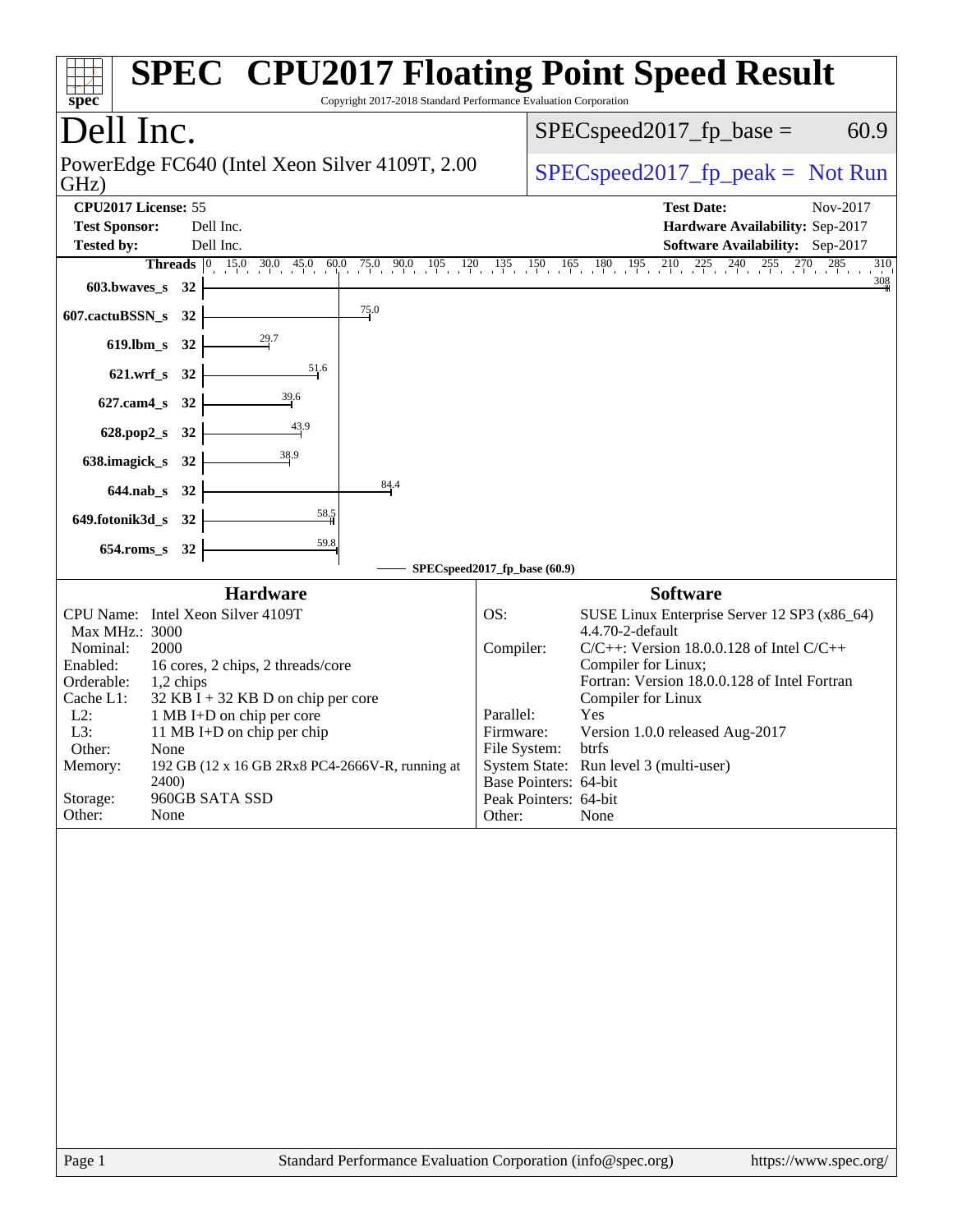# SPEC CPU2017 Floating Point Speed Result

Copyright 2017-2018 Standard Performance Evaluation Corporation

## Dell Inc.

PowerEdge FC640 (Intel Xeon Silver 4109T, 2.00 GHz)

SPECspeed2017_fp_base = 60.9

SPECspeed2017_fp_peak = Not Run

**CPU2017 License:** 55
**Test Sponsor:** Dell Inc.
**Tested by:** Dell Inc.

**Test Date:** Nov-2017
**Hardware Availability:** Sep-2017
**Software Availability:** Sep-2017

| Benchmark | Threads | Base Ratio |
|---|---|---|
| 603.bwaves_s | 32 | 308 |
| 607.cactuBSSN_s | 32 | 75.0 |
| 619.lbm_s | 32 | 29.7 |
| 621.wrf_s | 32 | 51.6 |
| 627.cam4_s | 32 | 39.6 |
| 628.pop2_s | 32 | 43.9 |
| 638.imagick_s | 32 | 38.9 |
| 644.nab_s | 32 | 84.4 |
| 649.fotonik3d_s | 32 | 58.5 |
| 654.roms_s | 32 | 59.8 |

SPECspeed2017_fp_base (60.9)

### Hardware

| | |
|---|---|
| CPU Name: | Intel Xeon Silver 4109T |
| Max MHz.: | 3000 |
| Nominal: | 2000 |
| Enabled: | 16 cores, 2 chips, 2 threads/core |
| Orderable: | 1,2 chips |
| Cache L1: | 32 KB I + 32 KB D on chip per core |
| L2: | 1 MB I+D on chip per core |
| L3: | 11 MB I+D on chip per chip |
| Other: | None |
| Memory: | 192 GB (12 x 16 GB 2Rx8 PC4-2666V-R, running at 2400) |
| Storage: | 960GB SATA SSD |
| Other: | None |

### Software

| | |
|---|---|
| OS: | SUSE Linux Enterprise Server 12 SP3 (x86_64) 4.4.70-2-default |
| Compiler: | C/C++: Version 18.0.0.128 of Intel C/C++ Compiler for Linux; Fortran: Version 18.0.0.128 of Intel Fortran Compiler for Linux |
| Parallel: | Yes |
| Firmware: | Version 1.0.0 released Aug-2017 |
| File System: | btrfs |
| System State: | Run level 3 (multi-user) |
| Base Pointers: | 64-bit |
| Peak Pointers: | 64-bit |
| Other: | None |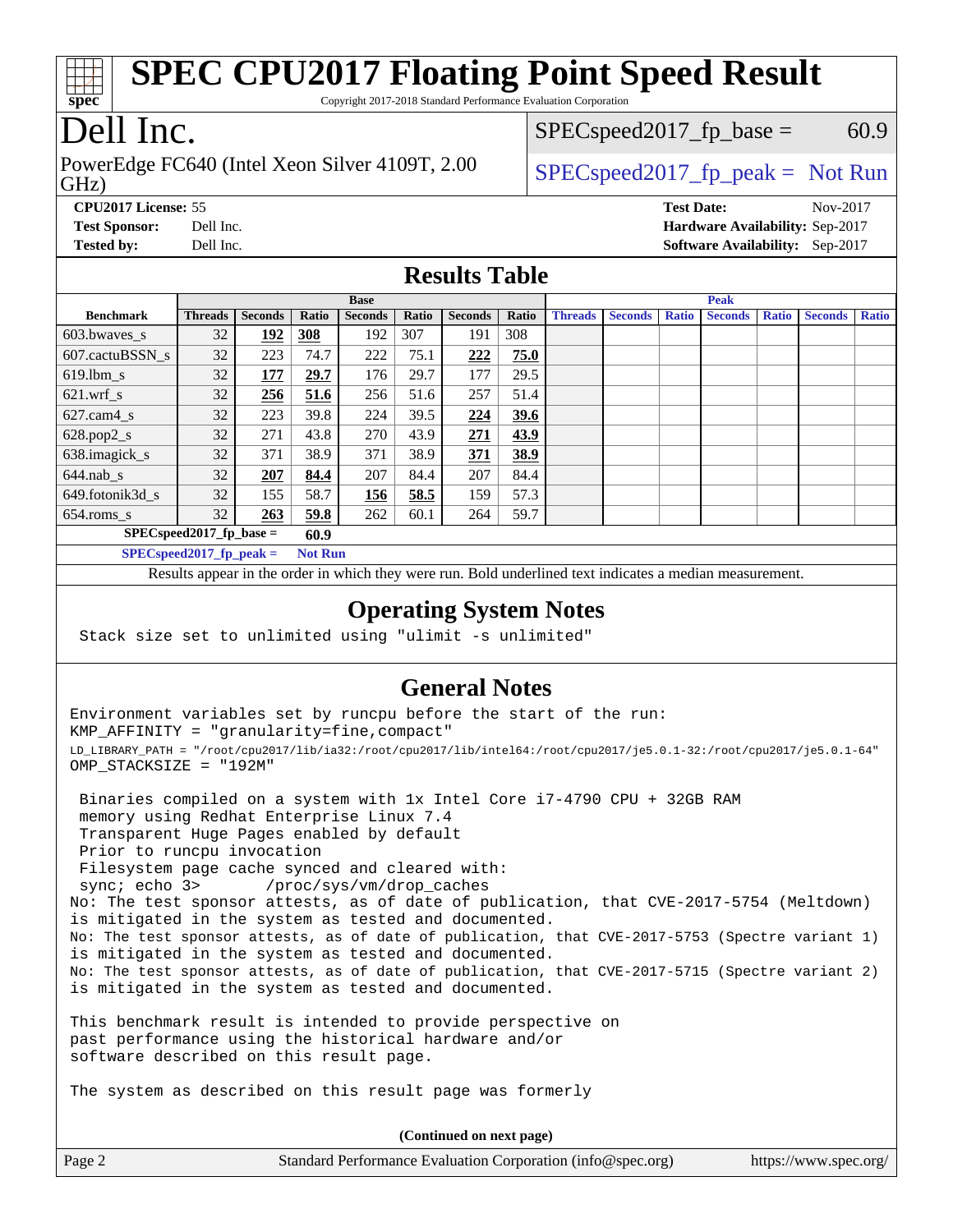# SPEC CPU2017 Floating Point Speed Result

Copyright 2017-2018 Standard Performance Evaluation Corporation

## Dell Inc.

PowerEdge FC640 (Intel Xeon Silver 4109T, 2.00 GHz)

SPECspeed2017_fp_base = 60.9

SPECspeed2017_fp_peak = Not Run

**CPU2017 License:** 55
**Test Sponsor:** Dell Inc.
**Tested by:** Dell Inc.

**Test Date:** Nov-2017
**Hardware Availability:** Sep-2017
**Software Availability:** Sep-2017

## Results Table

| | Base | | | | | | | Peak | | | | | | |
|---|---|---|---|---|---|---|---|---|---|---|---|---|---|---|
| **Benchmark** | **Threads** | **Seconds** | **Ratio** | **Seconds** | **Ratio** | **Seconds** | **Ratio** | **Threads** | **Seconds** | **Ratio** | **Seconds** | **Ratio** | **Seconds** | **Ratio** |
| 603.bwaves_s | 32 | **192** | **308** | 192 | 307 | 191 | 308 | | | | | | | |
| 607.cactuBSSN_s | 32 | 223 | 74.7 | 222 | 75.1 | **222** | **75.0** | | | | | | | |
| 619.lbm_s | 32 | **177** | **29.7** | 176 | 29.7 | 177 | 29.5 | | | | | | | |
| 621.wrf_s | 32 | **256** | **51.6** | 256 | 51.6 | 257 | 51.4 | | | | | | | |
| 627.cam4_s | 32 | 223 | 39.8 | 224 | 39.5 | **224** | **39.6** | | | | | | | |
| 628.pop2_s | 32 | 271 | 43.8 | 270 | 43.9 | **271** | **43.9** | | | | | | | |
| 638.imagick_s | 32 | 371 | 38.9 | 371 | 38.9 | **371** | **38.9** | | | | | | | |
| 644.nab_s | 32 | **207** | **84.4** | 207 | 84.4 | 207 | 84.4 | | | | | | | |
| 649.fotonik3d_s | 32 | 155 | 58.7 | **156** | **58.5** | 159 | 57.3 | | | | | | | |
| 654.roms_s | 32 | **263** | **59.8** | 262 | 60.1 | 264 | 59.7 | | | | | | | |

**SPECspeed2017_fp_base =** **60.9**

**SPECspeed2017_fp_peak =** **Not Run**

Results appear in the order in which they were run. Bold underlined text indicates a median measurement.

## Operating System Notes

```
Stack size set to unlimited using "ulimit -s unlimited"
```

## General Notes

```
Environment variables set by runcpu before the start of the run:
KMP_AFFINITY = "granularity=fine,compact"
LD_LIBRARY_PATH = "/root/cpu2017/lib/ia32:/root/cpu2017/lib/intel64:/root/cpu2017/je5.0.1-32:/root/cpu2017/je5.0.1-64"
OMP_STACKSIZE = "192M"

 Binaries compiled on a system with 1x Intel Core i7-4790 CPU + 32GB RAM
 memory using Redhat Enterprise Linux 7.4
 Transparent Huge Pages enabled by default
 Prior to runcpu invocation
 Filesystem page cache synced and cleared with:
 sync; echo 3>       /proc/sys/vm/drop_caches
No: The test sponsor attests, as of date of publication, that CVE-2017-5754 (Meltdown)
is mitigated in the system as tested and documented.
No: The test sponsor attests, as of date of publication, that CVE-2017-5753 (Spectre variant 1)
is mitigated in the system as tested and documented.
No: The test sponsor attests, as of date of publication, that CVE-2017-5715 (Spectre variant 2)
is mitigated in the system as tested and documented.

This benchmark result is intended to provide perspective on
past performance using the historical hardware and/or
software described on this result page.

The system as described on this result page was formerly
```

**(Continued on next page)**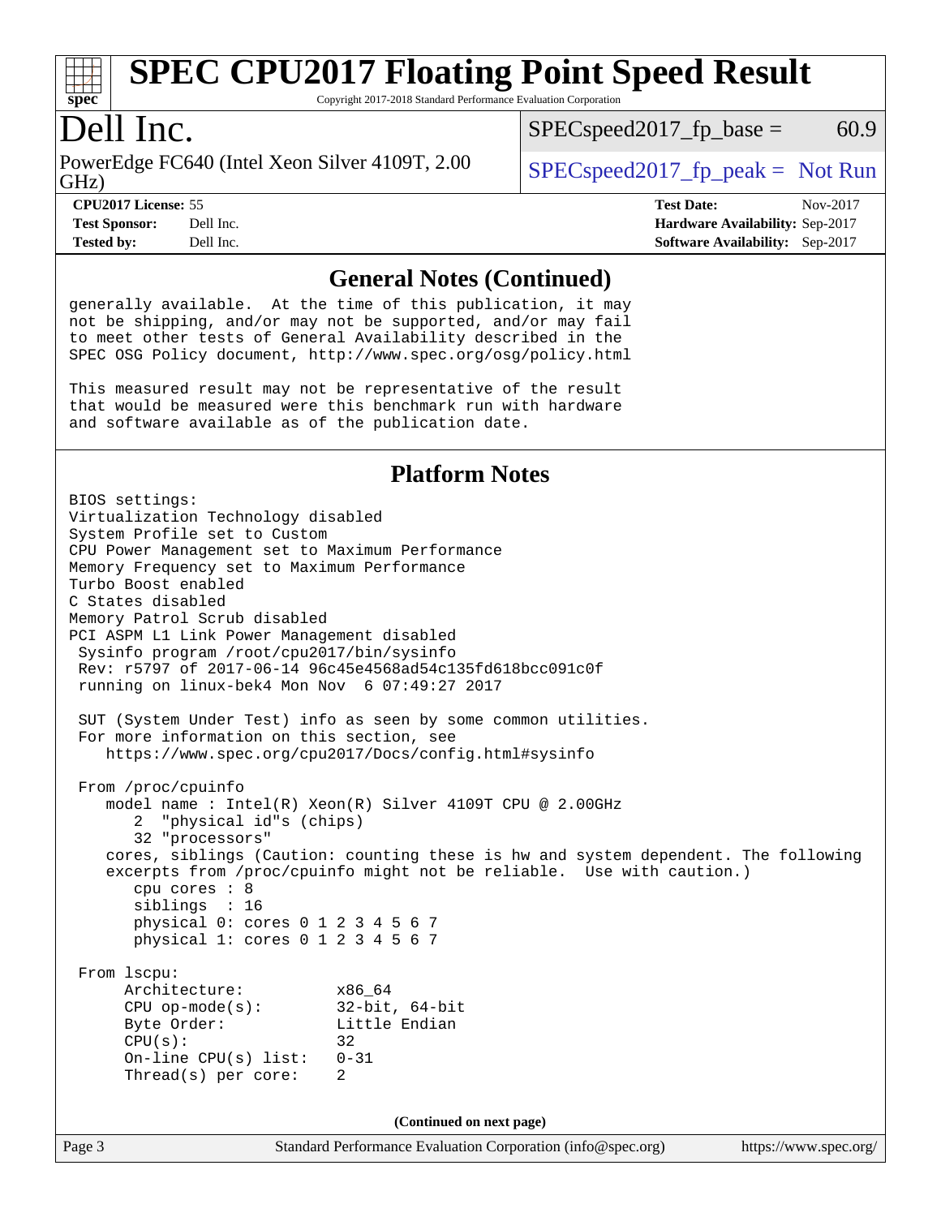## General Notes (Continued)

generally available. At the time of this publication, it may not be shipping, and/or may not be supported, and/or may fail to meet other tests of General Availability described in the SPEC OSG Policy document, http://www.spec.org/osg/policy.html

This measured result may not be representative of the result that would be measured were this benchmark run with hardware and software available as of the publication date.

## Platform Notes

```
BIOS settings:
Virtualization Technology disabled
System Profile set to Custom
CPU Power Management set to Maximum Performance
Memory Frequency set to Maximum Performance
Turbo Boost enabled
C States disabled
Memory Patrol Scrub disabled
PCI ASPM L1 Link Power Management disabled
 Sysinfo program /root/cpu2017/bin/sysinfo
 Rev: r5797 of 2017-06-14 96c45e4568ad54c135fd618bcc091c0f
 running on linux-bek4 Mon Nov  6 07:49:27 2017

 SUT (System Under Test) info as seen by some common utilities.
 For more information on this section, see
    https://www.spec.org/cpu2017/Docs/config.html#sysinfo

 From /proc/cpuinfo
    model name : Intel(R) Xeon(R) Silver 4109T CPU @ 2.00GHz
       2  "physical id"s (chips)
       32 "processors"
    cores, siblings (Caution: counting these is hw and system dependent. The following
    excerpts from /proc/cpuinfo might not be reliable.  Use with caution.)
       cpu cores : 8
       siblings  : 16
       physical 0: cores 0 1 2 3 4 5 6 7
       physical 1: cores 0 1 2 3 4 5 6 7

 From lscpu:
      Architecture:          x86_64
      CPU op-mode(s):        32-bit, 64-bit
      Byte Order:            Little Endian
      CPU(s):                32
      On-line CPU(s) list:   0-31
      Thread(s) per core:    2
```

(Continued on next page)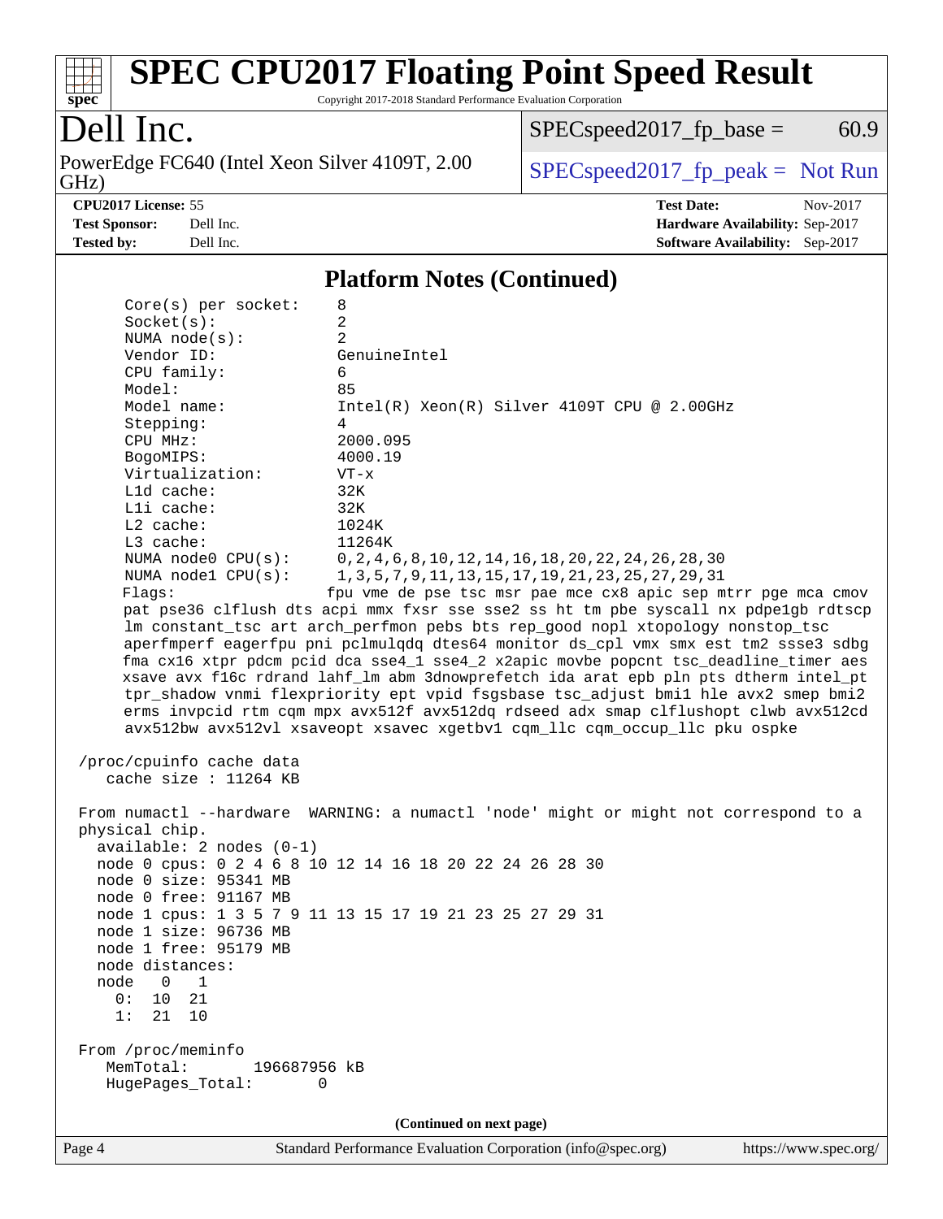# SPEC CPU2017 Floating Point Speed Result

Copyright 2017-2018 Standard Performance Evaluation Corporation

## Dell Inc.

PowerEdge FC640 (Intel Xeon Silver 4109T, 2.00 GHz)

SPECspeed2017_fp_base = 60.9

SPECspeed2017_fp_peak = Not Run

**CPU2017 License:** 55
**Test Sponsor:** Dell Inc.
**Tested by:** Dell Inc.

**Test Date:** Nov-2017
**Hardware Availability:** Sep-2017
**Software Availability:** Sep-2017

### Platform Notes (Continued)

```
     Core(s) per socket:    8
     Socket(s):             2
     NUMA node(s):          2
     Vendor ID:             GenuineIntel
     CPU family:            6
     Model:                 85
     Model name:            Intel(R) Xeon(R) Silver 4109T CPU @ 2.00GHz
     Stepping:              4
     CPU MHz:               2000.095
     BogoMIPS:              4000.19
     Virtualization:        VT-x
     L1d cache:             32K
     L1i cache:             32K
     L2 cache:              1024K
     L3 cache:              11264K
     NUMA node0 CPU(s):     0,2,4,6,8,10,12,14,16,18,20,22,24,26,28,30
     NUMA node1 CPU(s):     1,3,5,7,9,11,13,15,17,19,21,23,25,27,29,31
     Flags:                fpu vme de pse tsc msr pae mce cx8 apic sep mtrr pge mca cmov
     pat pse36 clflush dts acpi mmx fxsr sse sse2 ss ht tm pbe syscall nx pdpe1gb rdtscp
     lm constant_tsc art arch_perfmon pebs bts rep_good nopl xtopology nonstop_tsc
     aperfmperf eagerfpu pni pclmulqdq dtes64 monitor ds_cpl vmx smx est tm2 ssse3 sdbg
     fma cx16 xtpr pdcm pcid dca sse4_1 sse4_2 x2apic movbe popcnt tsc_deadline_timer aes
     xsave avx f16c rdrand lahf_lm abm 3dnowprefetch ida arat epb pln pts dtherm intel_pt
     tpr_shadow vnmi flexpriority ept vpid fsgsbase tsc_adjust bmi1 hle avx2 smep bmi2
     erms invpcid rtm cqm mpx avx512f avx512dq rdseed adx smap clflushopt clwb avx512cd
     avx512bw avx512vl xsaveopt xsavec xgetbv1 cqm_llc cqm_occup_llc pku ospke

 /proc/cpuinfo cache data
    cache size : 11264 KB

 From numactl --hardware  WARNING: a numactl 'node' might or might not correspond to a
 physical chip.
   available: 2 nodes (0-1)
   node 0 cpus: 0 2 4 6 8 10 12 14 16 18 20 22 24 26 28 30
   node 0 size: 95341 MB
   node 0 free: 91167 MB
   node 1 cpus: 1 3 5 7 9 11 13 15 17 19 21 23 25 27 29 31
   node 1 size: 96736 MB
   node 1 free: 95179 MB
   node distances:
   node   0   1
     0:  10  21
     1:  21  10

 From /proc/meminfo
    MemTotal:       196687956 kB
    HugePages_Total:       0
```

(Continued on next page)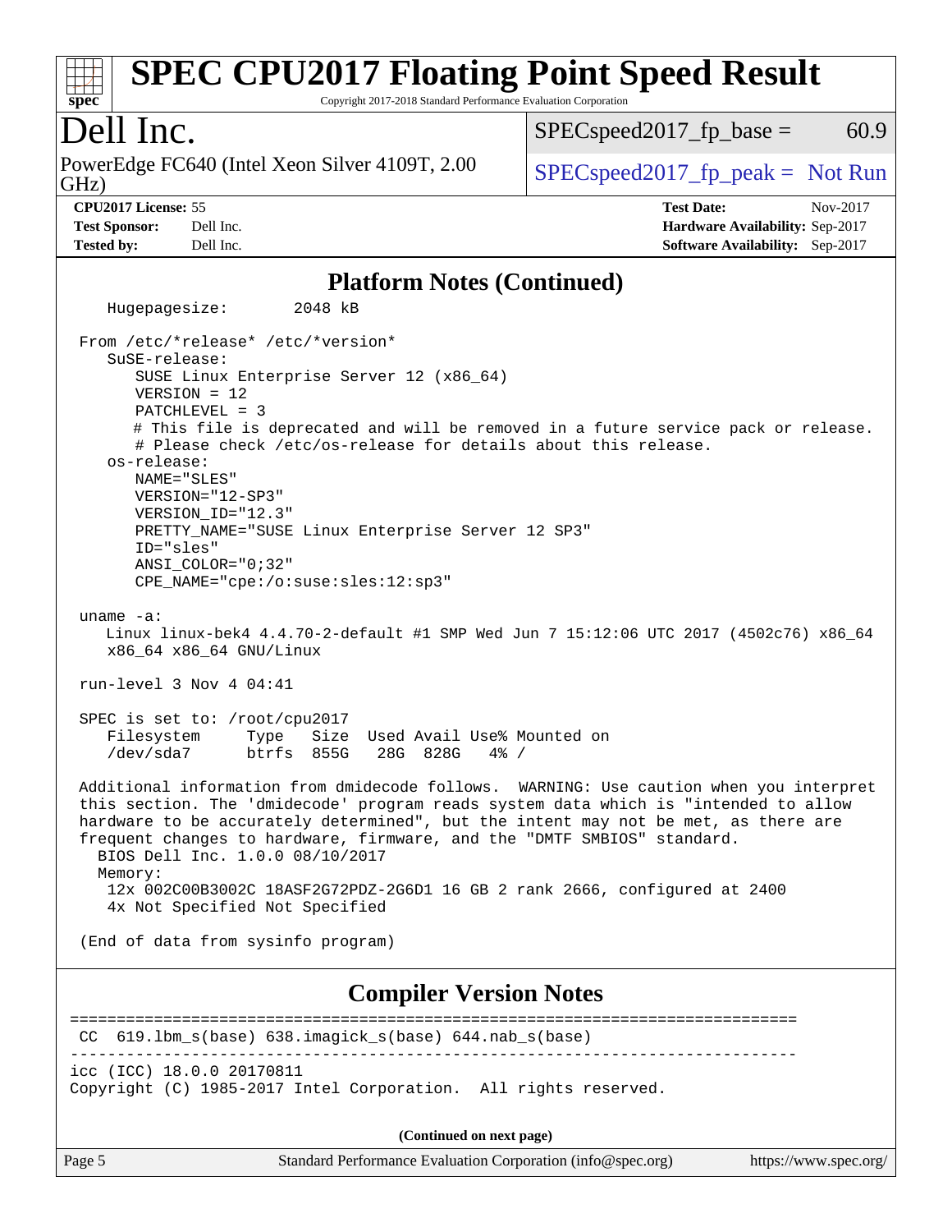# SPEC CPU2017 Floating Point Speed Result

Copyright 2017-2018 Standard Performance Evaluation Corporation

## Dell Inc.

PowerEdge FC640 (Intel Xeon Silver 4109T, 2.00 GHz)

SPECspeed2017_fp_base = 60.9

SPECspeed2017_fp_peak = Not Run

**CPU2017 License:** 55
**Test Sponsor:** Dell Inc.
**Tested by:** Dell Inc.

**Test Date:** Nov-2017
**Hardware Availability:** Sep-2017
**Software Availability:** Sep-2017

### Platform Notes (Continued)

```
   Hugepagesize:       2048 kB

 From /etc/*release* /etc/*version*
    SuSE-release:
       SUSE Linux Enterprise Server 12 (x86_64)
       VERSION = 12
       PATCHLEVEL = 3
       # This file is deprecated and will be removed in a future service pack or release.
       # Please check /etc/os-release for details about this release.
    os-release:
       NAME="SLES"
       VERSION="12-SP3"
       VERSION_ID="12.3"
       PRETTY_NAME="SUSE Linux Enterprise Server 12 SP3"
       ID="sles"
       ANSI_COLOR="0;32"
       CPE_NAME="cpe:/o:suse:sles:12:sp3"

 uname -a:
    Linux linux-bek4 4.4.70-2-default #1 SMP Wed Jun 7 15:12:06 UTC 2017 (4502c76) x86_64
    x86_64 x86_64 GNU/Linux

 run-level 3 Nov 4 04:41

 SPEC is set to: /root/cpu2017
    Filesystem     Type   Size  Used Avail Use% Mounted on
    /dev/sda7      btrfs  855G   28G  828G   4% /

 Additional information from dmidecode follows.  WARNING: Use caution when you interpret
 this section. The 'dmidecode' program reads system data which is "intended to allow
 hardware to be accurately determined", but the intent may not be met, as there are
 frequent changes to hardware, firmware, and the "DMTF SMBIOS" standard.
   BIOS Dell Inc. 1.0.0 08/10/2017
   Memory:
    12x 002C00B3002C 18ASF2G72PDZ-2G6D1 16 GB 2 rank 2666, configured at 2400
    4x Not Specified Not Specified

 (End of data from sysinfo program)
```

### Compiler Version Notes

```
==============================================================================
 CC  619.lbm_s(base) 638.imagick_s(base) 644.nab_s(base)
------------------------------------------------------------------------------
icc (ICC) 18.0.0 20170811
Copyright (C) 1985-2017 Intel Corporation.  All rights reserved.
```

**(Continued on next page)**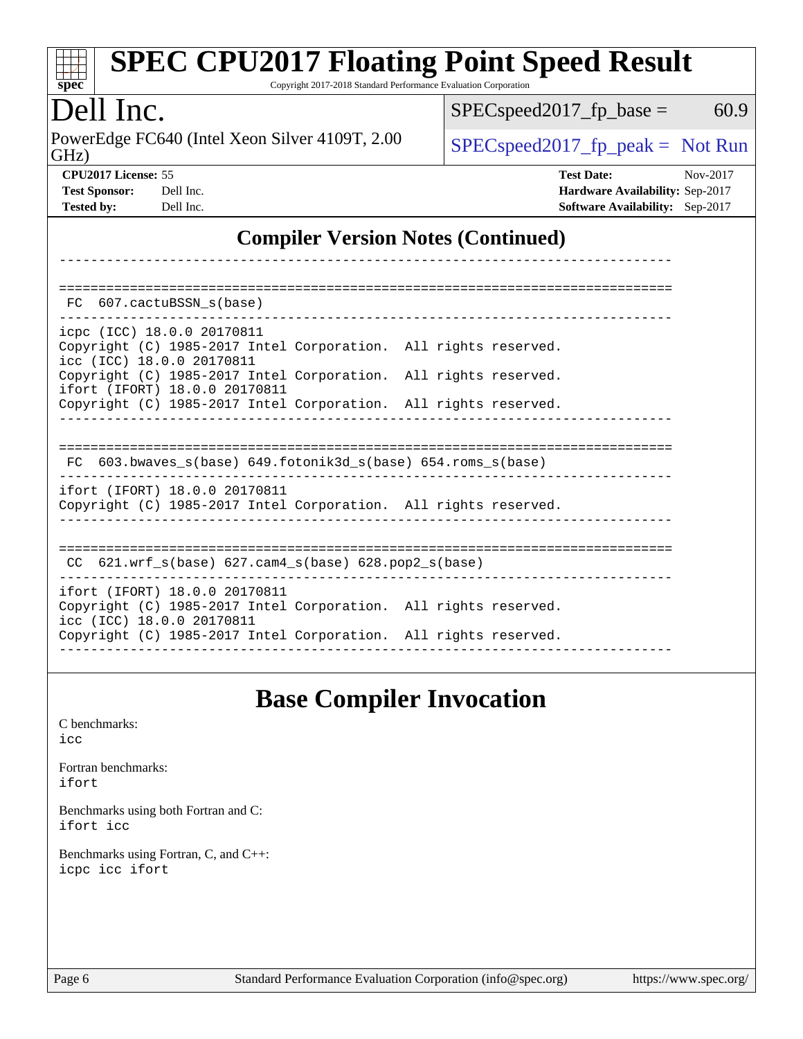## Compiler Version Notes (Continued)

```
------------------------------------------------------------------------------

==============================================================================
 FC  607.cactuBSSN_s(base)
------------------------------------------------------------------------------
icpc (ICC) 18.0.0 20170811
Copyright (C) 1985-2017 Intel Corporation.  All rights reserved.
icc (ICC) 18.0.0 20170811
Copyright (C) 1985-2017 Intel Corporation.  All rights reserved.
ifort (IFORT) 18.0.0 20170811
Copyright (C) 1985-2017 Intel Corporation.  All rights reserved.
------------------------------------------------------------------------------

==============================================================================
 FC  603.bwaves_s(base) 649.fotonik3d_s(base) 654.roms_s(base)
------------------------------------------------------------------------------
ifort (IFORT) 18.0.0 20170811
Copyright (C) 1985-2017 Intel Corporation.  All rights reserved.
------------------------------------------------------------------------------

==============================================================================
 CC  621.wrf_s(base) 627.cam4_s(base) 628.pop2_s(base)
------------------------------------------------------------------------------
ifort (IFORT) 18.0.0 20170811
Copyright (C) 1985-2017 Intel Corporation.  All rights reserved.
icc (ICC) 18.0.0 20170811
Copyright (C) 1985-2017 Intel Corporation.  All rights reserved.
------------------------------------------------------------------------------
```

## Base Compiler Invocation

C benchmarks:
icc

Fortran benchmarks:
ifort

Benchmarks using both Fortran and C:
ifort icc

Benchmarks using Fortran, C, and C++:
icpc icc ifort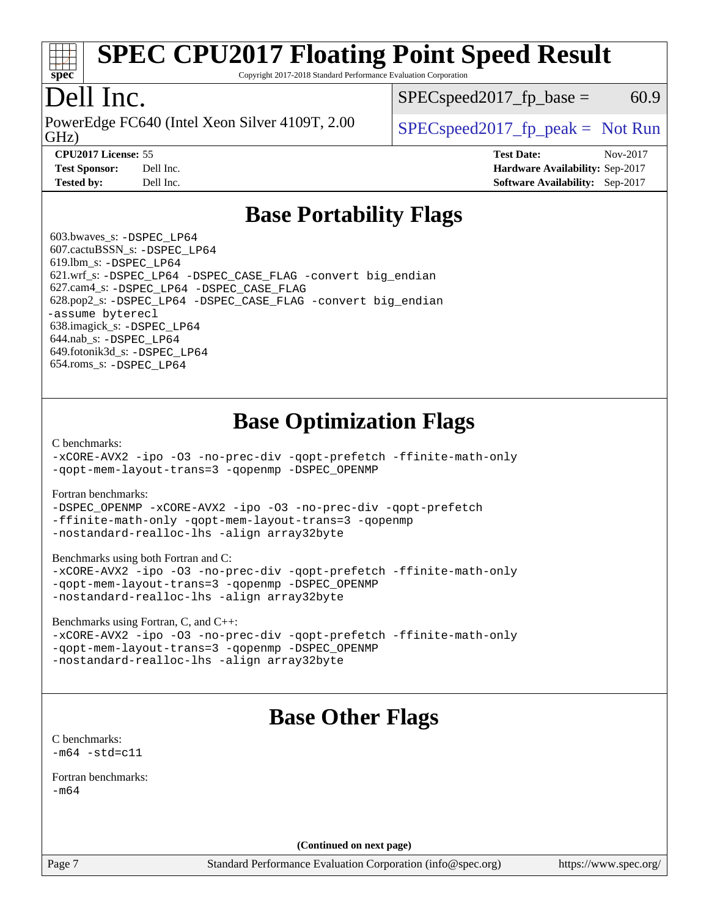# SPEC CPU2017 Floating Point Speed Result

Copyright 2017-2018 Standard Performance Evaluation Corporation

## Dell Inc.

PowerEdge FC640 (Intel Xeon Silver 4109T, 2.00 GHz)

SPECspeed2017_fp_base = 60.9

SPECspeed2017_fp_peak = Not Run

**CPU2017 License:** 55
**Test Sponsor:** Dell Inc.
**Tested by:** Dell Inc.
**Test Date:** Nov-2017
**Hardware Availability:** Sep-2017
**Software Availability:** Sep-2017

## Base Portability Flags

603.bwaves_s: -DSPEC_LP64
607.cactuBSSN_s: -DSPEC_LP64
619.lbm_s: -DSPEC_LP64
621.wrf_s: -DSPEC_LP64 -DSPEC_CASE_FLAG -convert big_endian
627.cam4_s: -DSPEC_LP64 -DSPEC_CASE_FLAG
628.pop2_s: -DSPEC_LP64 -DSPEC_CASE_FLAG -convert big_endian -assume byterecl
638.imagick_s: -DSPEC_LP64
644.nab_s: -DSPEC_LP64
649.fotonik3d_s: -DSPEC_LP64
654.roms_s: -DSPEC_LP64

## Base Optimization Flags

C benchmarks:
-xCORE-AVX2 -ipo -O3 -no-prec-div -qopt-prefetch -ffinite-math-only -qopt-mem-layout-trans=3 -qopenmp -DSPEC_OPENMP

Fortran benchmarks:
-DSPEC_OPENMP -xCORE-AVX2 -ipo -O3 -no-prec-div -qopt-prefetch -ffinite-math-only -qopt-mem-layout-trans=3 -qopenmp -nostandard-realloc-lhs -align array32byte

Benchmarks using both Fortran and C:
-xCORE-AVX2 -ipo -O3 -no-prec-div -qopt-prefetch -ffinite-math-only -qopt-mem-layout-trans=3 -qopenmp -DSPEC_OPENMP -nostandard-realloc-lhs -align array32byte

Benchmarks using Fortran, C, and C++:
-xCORE-AVX2 -ipo -O3 -no-prec-div -qopt-prefetch -ffinite-math-only -qopt-mem-layout-trans=3 -qopenmp -DSPEC_OPENMP -nostandard-realloc-lhs -align array32byte

## Base Other Flags

C benchmarks:
-m64 -std=c11

Fortran benchmarks:
-m64

(Continued on next page)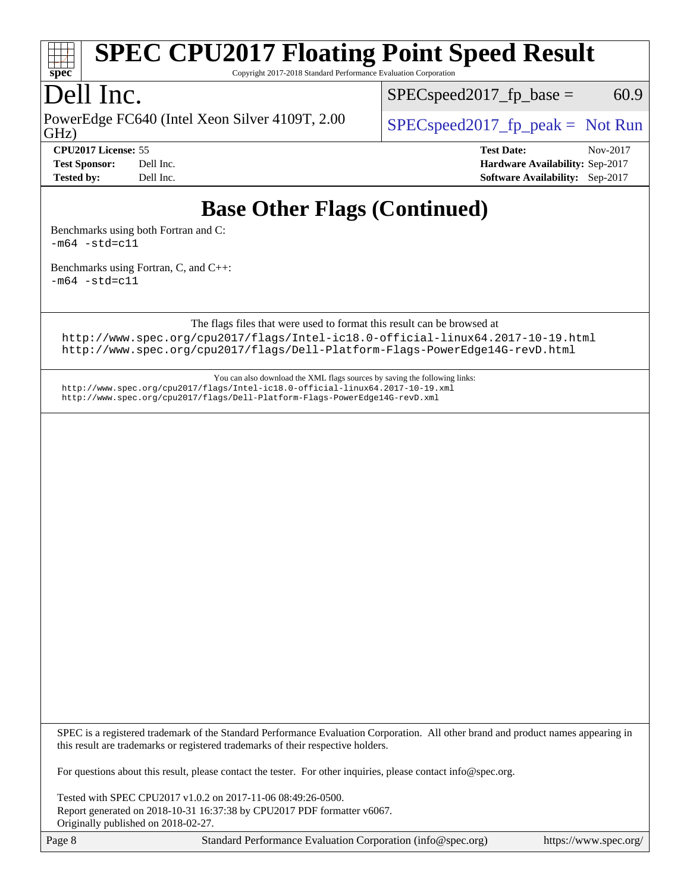# Base Other Flags (Continued)

Benchmarks using both Fortran and C:
-m64 -std=c11

Benchmarks using Fortran, C, and C++:
-m64 -std=c11

The flags files that were used to format this result can be browsed at
http://www.spec.org/cpu2017/flags/Intel-ic18.0-official-linux64.2017-10-19.html
http://www.spec.org/cpu2017/flags/Dell-Platform-Flags-PowerEdge14G-revD.html

You can also download the XML flags sources by saving the following links:
http://www.spec.org/cpu2017/flags/Intel-ic18.0-official-linux64.2017-10-19.xml
http://www.spec.org/cpu2017/flags/Dell-Platform-Flags-PowerEdge14G-revD.xml

SPEC is a registered trademark of the Standard Performance Evaluation Corporation. All other brand and product names appearing in this result are trademarks or registered trademarks of their respective holders.

For questions about this result, please contact the tester. For other inquiries, please contact info@spec.org.

Tested with SPEC CPU2017 v1.0.2 on 2017-11-06 08:49:26-0500.
Report generated on 2018-10-31 16:37:38 by CPU2017 PDF formatter v6067.
Originally published on 2018-02-27.